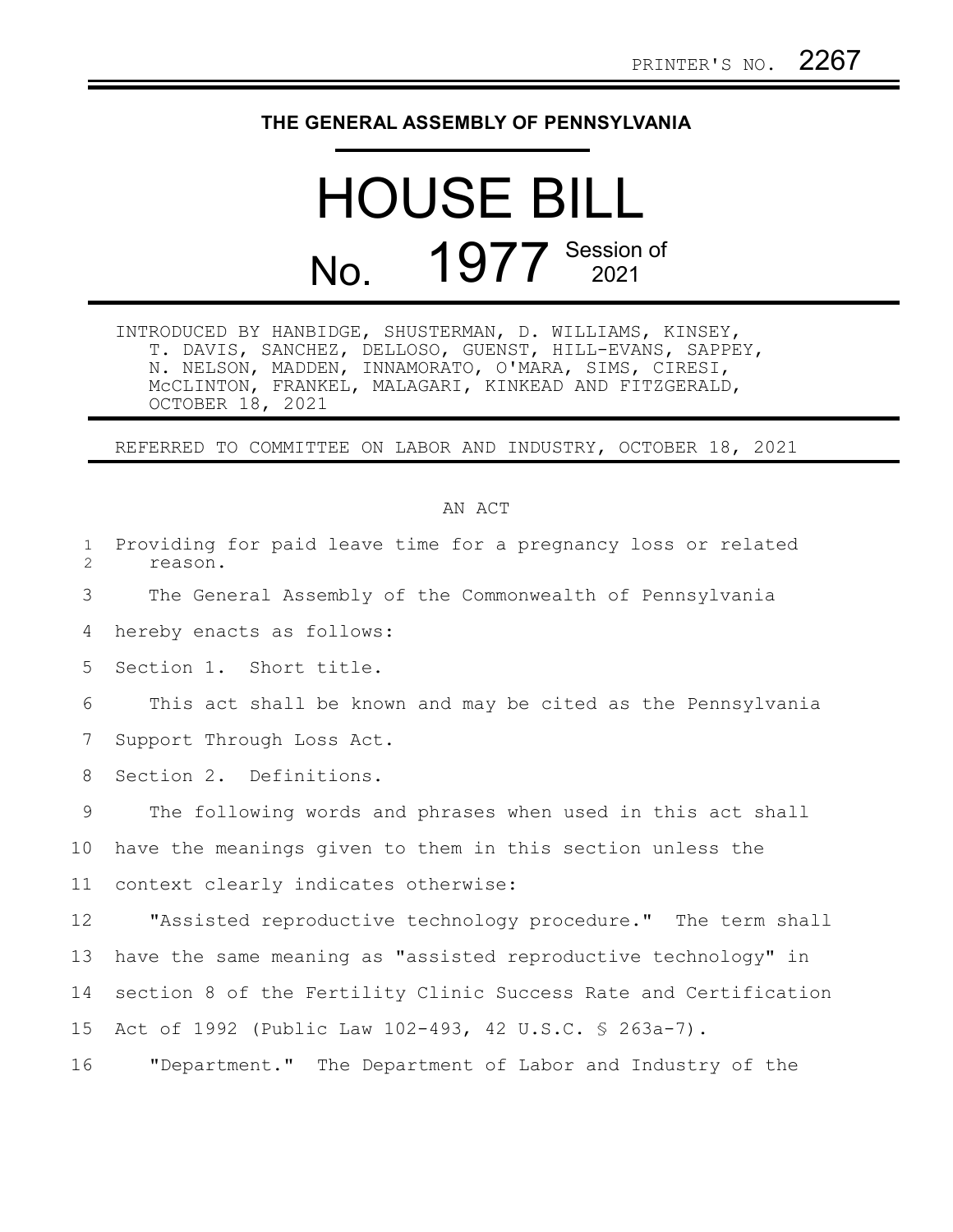PRINTER'S NO. 2267

# THE GENERAL ASSEMBLY OF PENNSYLVANIA

# HOUSE BILL

# No. 1977 Session of 2021

INTRODUCED BY HANBIDGE, SHUSTERMAN, D. WILLIAMS, KINSEY, T. DAVIS, SANCHEZ, DELLOSO, GUENST, HILL-EVANS, SAPPEY, N. NELSON, MADDEN, INNAMORATO, O'MARA, SIMS, CIRESI, McCLINTON, FRANKEL, MALAGARI, KINKEAD AND FITZGERALD, OCTOBER 18, 2021

REFERRED TO COMMITTEE ON LABOR AND INDUSTRY, OCTOBER 18, 2021

AN ACT

Providing for paid leave time for a pregnancy loss or related reason.

The General Assembly of the Commonwealth of Pennsylvania hereby enacts as follows:

Section 1. Short title.

This act shall be known and may be cited as the Pennsylvania Support Through Loss Act.

Section 2. Definitions.

The following words and phrases when used in this act shall have the meanings given to them in this section unless the context clearly indicates otherwise:

"Assisted reproductive technology procedure." The term shall have the same meaning as "assisted reproductive technology" in section 8 of the Fertility Clinic Success Rate and Certification Act of 1992 (Public Law 102-493, 42 U.S.C. § 263a-7).

"Department." The Department of Labor and Industry of the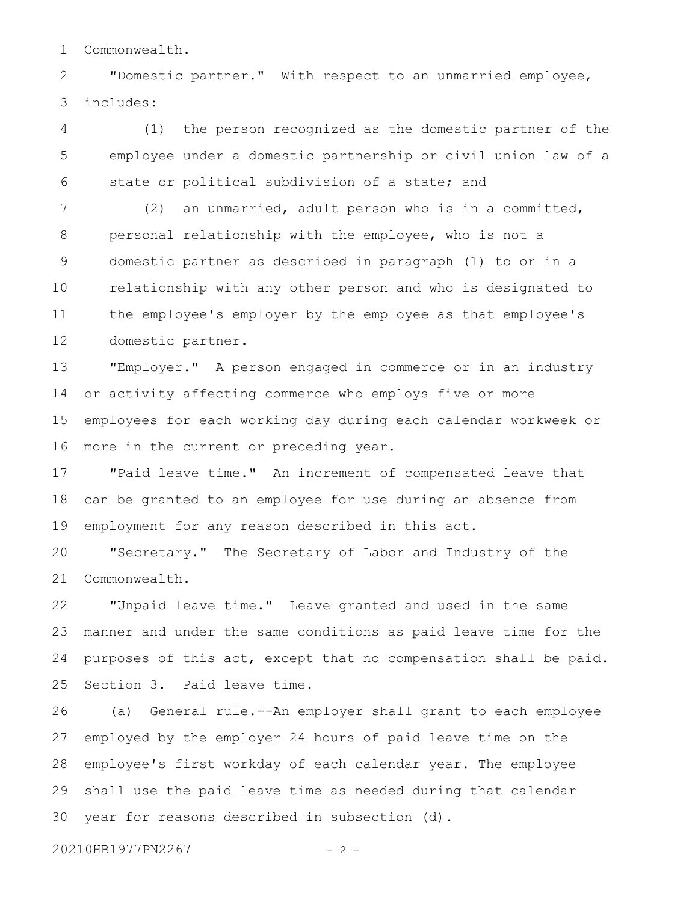Commonwealth.

"Domestic partner." With respect to an unmarried employee, includes:

(1) the person recognized as the domestic partner of the employee under a domestic partnership or civil union law of a state or political subdivision of a state; and

(2) an unmarried, adult person who is in a committed, personal relationship with the employee, who is not a domestic partner as described in paragraph (1) to or in a relationship with any other person and who is designated to the employee's employer by the employee as that employee's domestic partner.

"Employer." A person engaged in commerce or in an industry or activity affecting commerce who employs five or more employees for each working day during each calendar workweek or more in the current or preceding year.

"Paid leave time." An increment of compensated leave that can be granted to an employee for use during an absence from employment for any reason described in this act.

"Secretary." The Secretary of Labor and Industry of the Commonwealth.

"Unpaid leave time." Leave granted and used in the same manner and under the same conditions as paid leave time for the purposes of this act, except that no compensation shall be paid.

Section 3. Paid leave time.

(a) General rule.--An employer shall grant to each employee employed by the employer 24 hours of paid leave time on the employee's first workday of each calendar year. The employee shall use the paid leave time as needed during that calendar year for reasons described in subsection (d).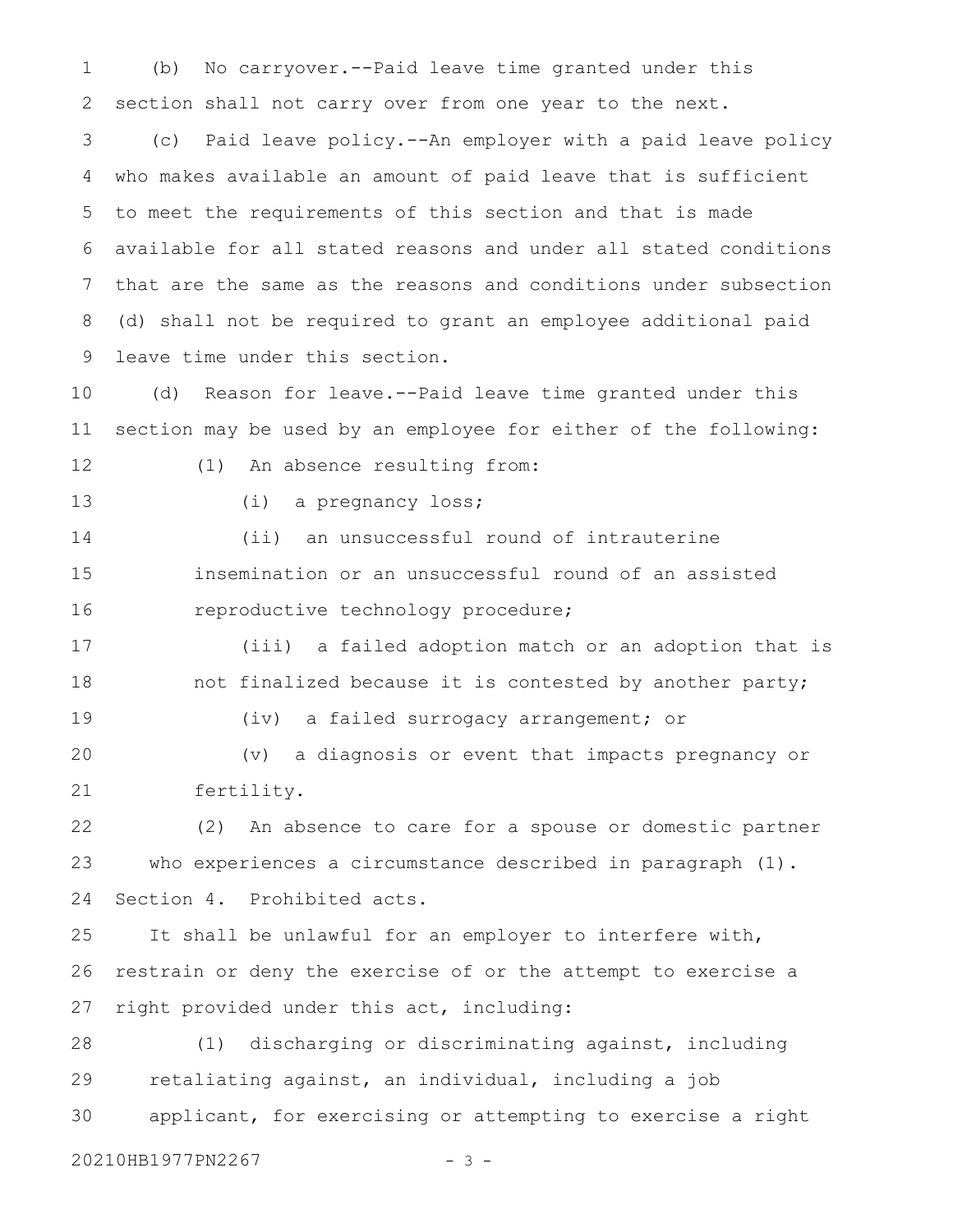(b) No carryover.--Paid leave time granted under this section shall not carry over from one year to the next.

(c) Paid leave policy.--An employer with a paid leave policy who makes available an amount of paid leave that is sufficient to meet the requirements of this section and that is made available for all stated reasons and under all stated conditions that are the same as the reasons and conditions under subsection (d) shall not be required to grant an employee additional paid leave time under this section.

(d) Reason for leave.--Paid leave time granted under this section may be used by an employee for either of the following:

(1) An absence resulting from:

(i) a pregnancy loss;

(ii) an unsuccessful round of intrauterine insemination or an unsuccessful round of an assisted reproductive technology procedure;

(iii) a failed adoption match or an adoption that is not finalized because it is contested by another party;

(iv) a failed surrogacy arrangement; or

(v) a diagnosis or event that impacts pregnancy or fertility.

(2) An absence to care for a spouse or domestic partner who experiences a circumstance described in paragraph (1).

Section 4. Prohibited acts.

It shall be unlawful for an employer to interfere with, restrain or deny the exercise of or the attempt to exercise a right provided under this act, including:

(1) discharging or discriminating against, including retaliating against, an individual, including a job applicant, for exercising or attempting to exercise a right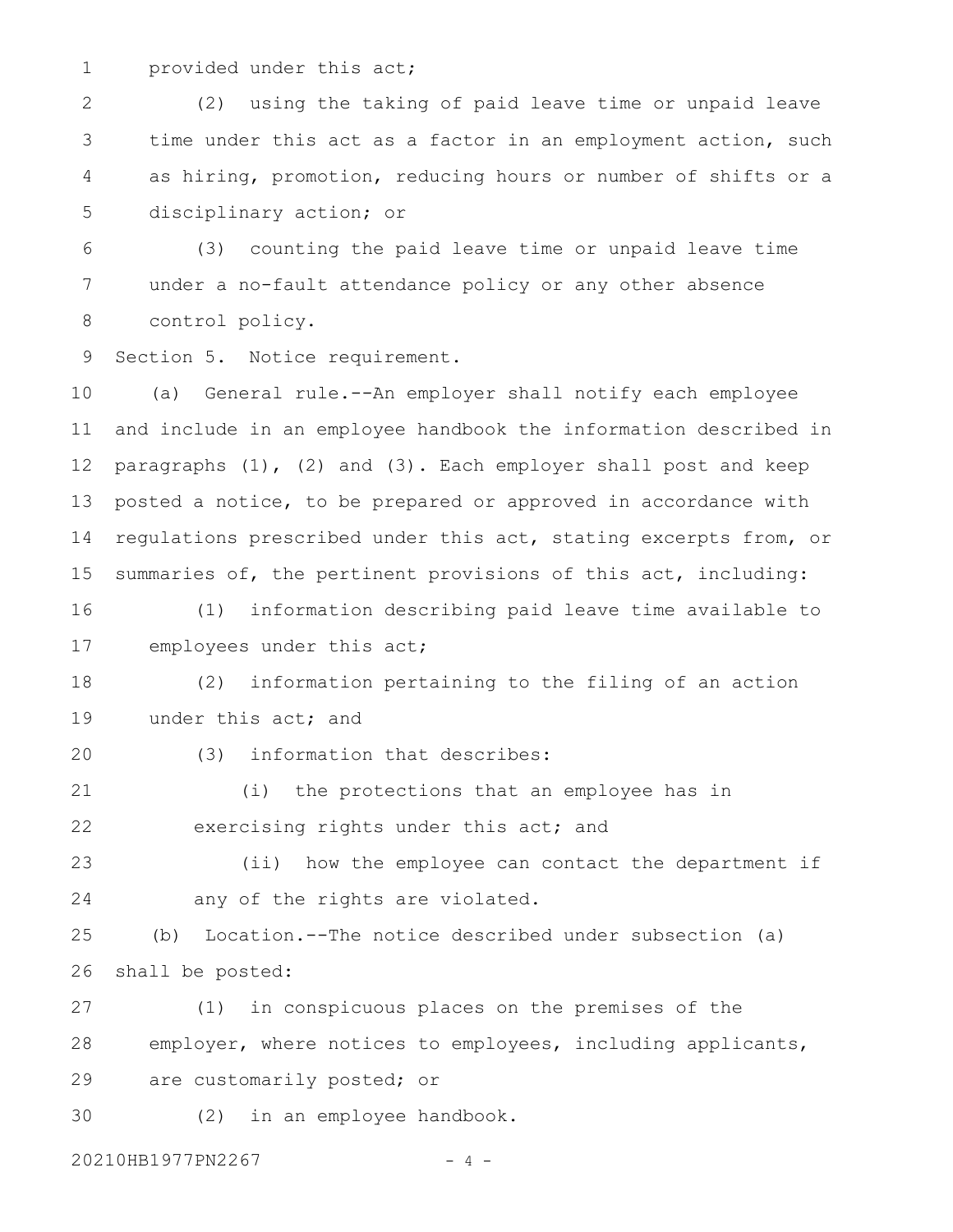provided under this act;

(2) using the taking of paid leave time or unpaid leave time under this act as a factor in an employment action, such as hiring, promotion, reducing hours or number of shifts or a disciplinary action; or

(3) counting the paid leave time or unpaid leave time under a no-fault attendance policy or any other absence control policy.

Section 5. Notice requirement.

(a) General rule.--An employer shall notify each employee and include in an employee handbook the information described in paragraphs (1), (2) and (3). Each employer shall post and keep posted a notice, to be prepared or approved in accordance with regulations prescribed under this act, stating excerpts from, or summaries of, the pertinent provisions of this act, including:

(1) information describing paid leave time available to employees under this act;

(2) information pertaining to the filing of an action under this act; and

(3) information that describes:

(i) the protections that an employee has in exercising rights under this act; and

(ii) how the employee can contact the department if any of the rights are violated.

(b) Location.--The notice described under subsection (a) shall be posted:

(1) in conspicuous places on the premises of the employer, where notices to employees, including applicants, are customarily posted; or

(2) in an employee handbook.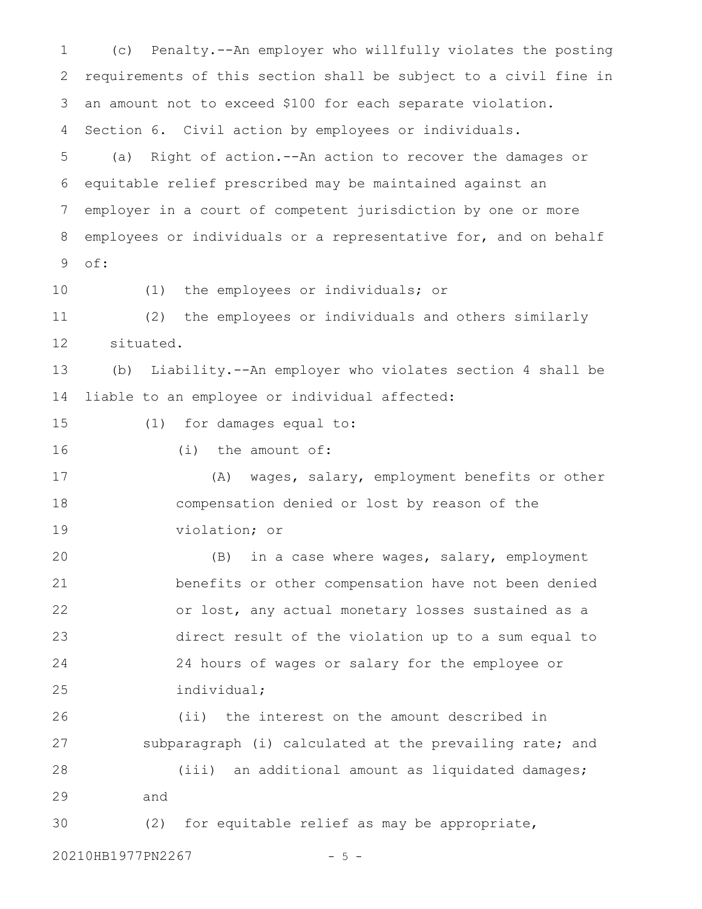(c) Penalty.--An employer who willfully violates the posting requirements of this section shall be subject to a civil fine in an amount not to exceed $100 for each separate violation.

Section 6. Civil action by employees or individuals.

(a) Right of action.--An action to recover the damages or equitable relief prescribed may be maintained against an employer in a court of competent jurisdiction by one or more employees or individuals or a representative for, and on behalf of:

(1) the employees or individuals; or

(2) the employees or individuals and others similarly situated.

(b) Liability.--An employer who violates section 4 shall be liable to an employee or individual affected:

(1) for damages equal to:

(i) the amount of:

(A) wages, salary, employment benefits or other compensation denied or lost by reason of the violation; or

(B) in a case where wages, salary, employment benefits or other compensation have not been denied or lost, any actual monetary losses sustained as a direct result of the violation up to a sum equal to 24 hours of wages or salary for the employee or individual;

(ii) the interest on the amount described in subparagraph (i) calculated at the prevailing rate; and

(iii) an additional amount as liquidated damages; and

(2) for equitable relief as may be appropriate,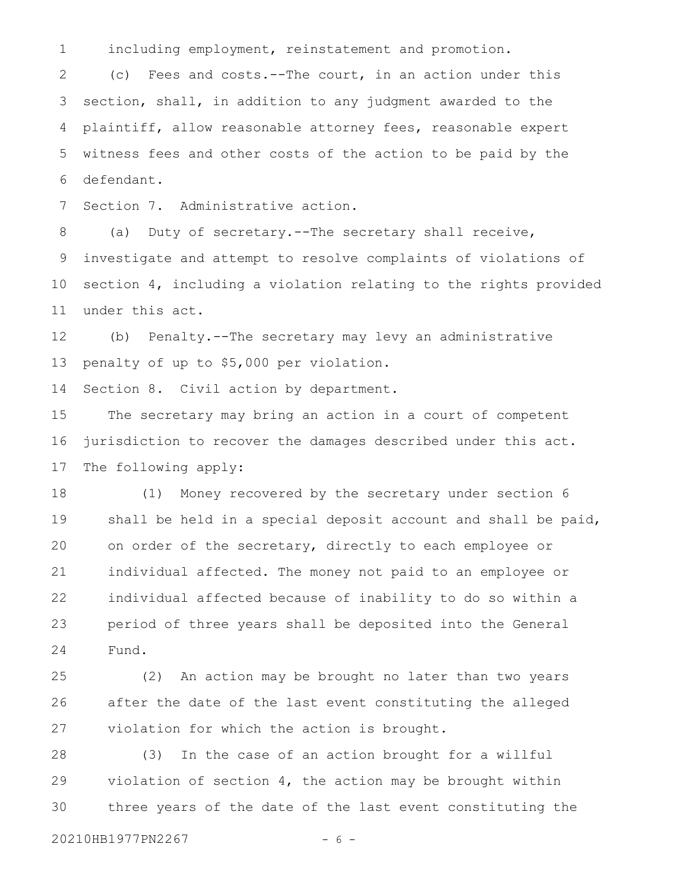including employment, reinstatement and promotion.

(c) Fees and costs.--The court, in an action under this section, shall, in addition to any judgment awarded to the plaintiff, allow reasonable attorney fees, reasonable expert witness fees and other costs of the action to be paid by the defendant.

Section 7. Administrative action.

(a) Duty of secretary.--The secretary shall receive, investigate and attempt to resolve complaints of violations of section 4, including a violation relating to the rights provided under this act.

(b) Penalty.--The secretary may levy an administrative penalty of up to $5,000 per violation.

Section 8. Civil action by department.

The secretary may bring an action in a court of competent jurisdiction to recover the damages described under this act. The following apply:

(1) Money recovered by the secretary under section 6 shall be held in a special deposit account and shall be paid, on order of the secretary, directly to each employee or individual affected. The money not paid to an employee or individual affected because of inability to do so within a period of three years shall be deposited into the General Fund.

(2) An action may be brought no later than two years after the date of the last event constituting the alleged violation for which the action is brought.

(3) In the case of an action brought for a willful violation of section 4, the action may be brought within three years of the date of the last event constituting the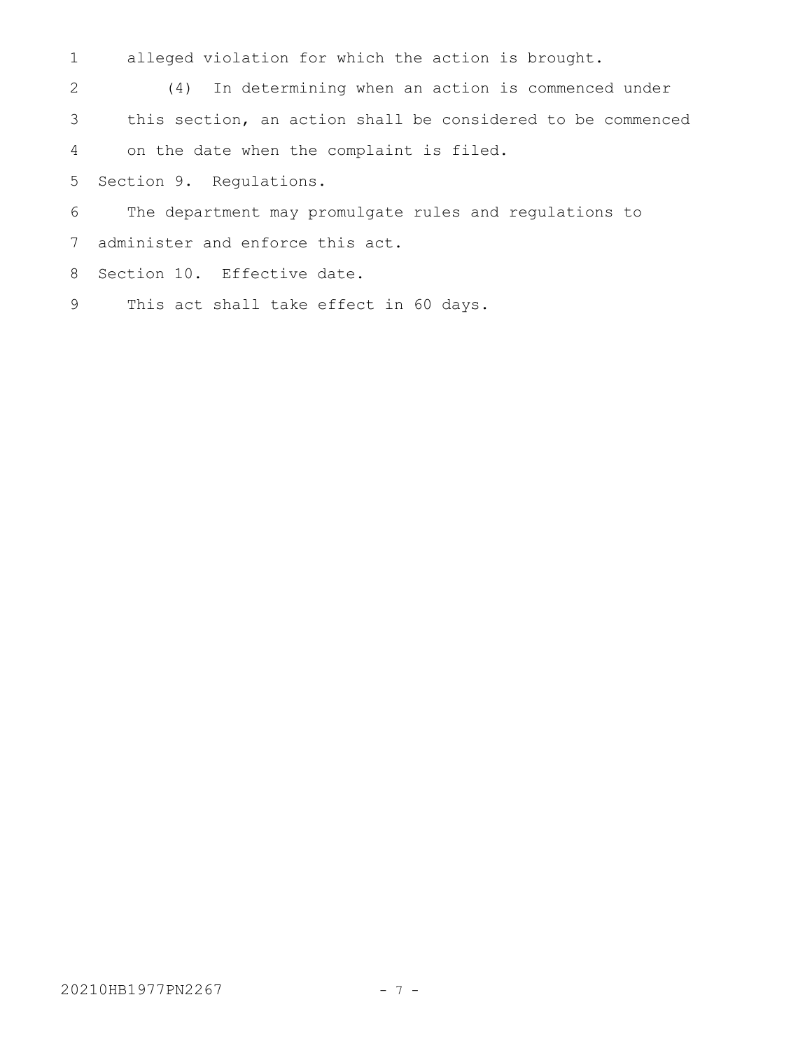alleged violation for which the action is brought.

(4) In determining when an action is commenced under this section, an action shall be considered to be commenced on the date when the complaint is filed.

Section 9. Regulations.

The department may promulgate rules and regulations to administer and enforce this act.

Section 10. Effective date.

This act shall take effect in 60 days.